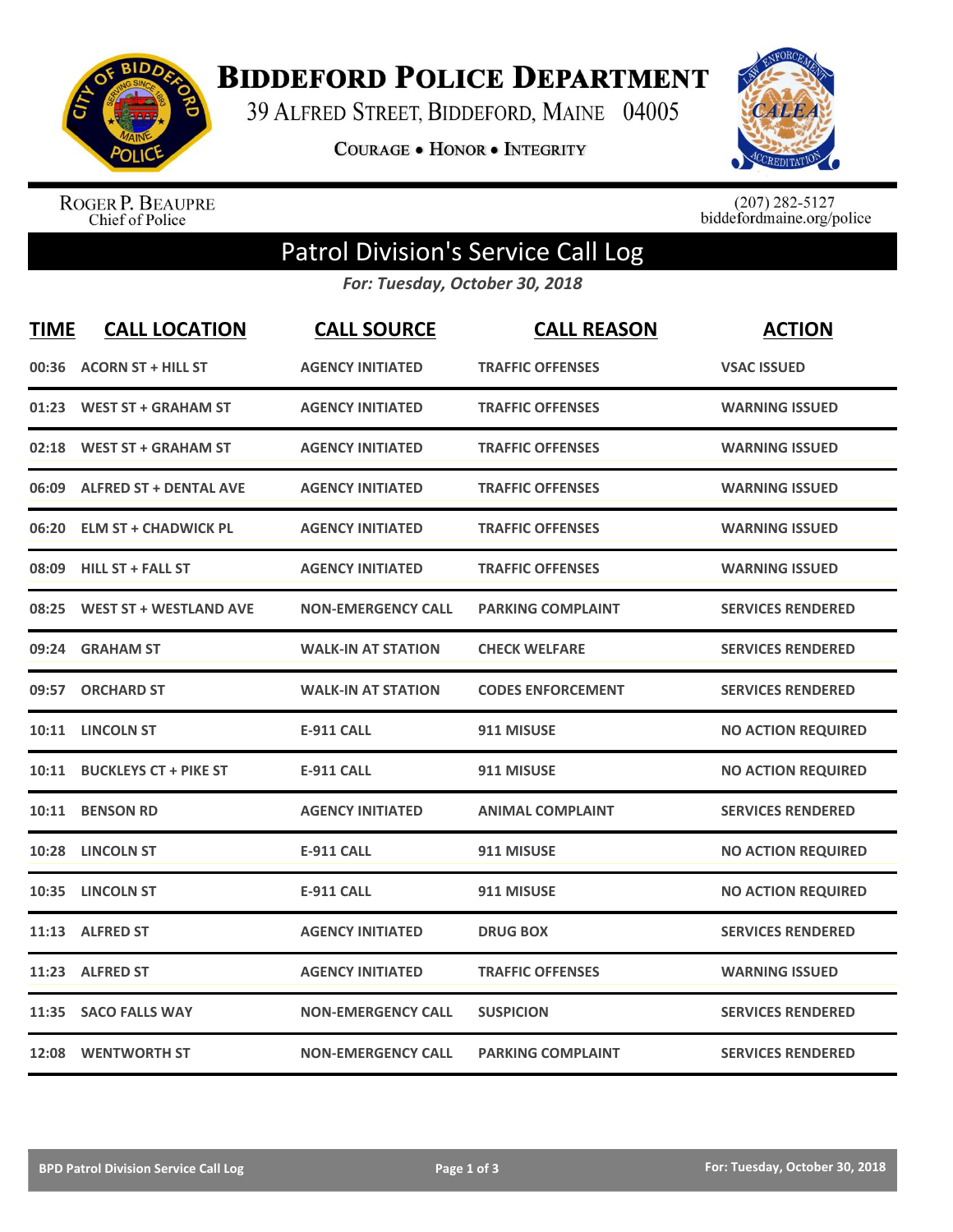# Biddeford Police Department

39 Alfred Street, Biddeford, Maine 04005

Courage • Honor • Integrity

Roger P. Beaupre
Chief of Police

(207) 282-5127
biddefordmaine.org/police

## Patrol Division's Service Call Log

*For: Tuesday, October 30, 2018*

| TIME | CALL LOCATION | CALL SOURCE | CALL REASON | ACTION |
|---|---|---|---|---|
| 00:36 | ACORN ST + HILL ST | AGENCY INITIATED | TRAFFIC OFFENSES | VSAC ISSUED |
| 01:23 | WEST ST + GRAHAM ST | AGENCY INITIATED | TRAFFIC OFFENSES | WARNING ISSUED |
| 02:18 | WEST ST + GRAHAM ST | AGENCY INITIATED | TRAFFIC OFFENSES | WARNING ISSUED |
| 06:09 | ALFRED ST + DENTAL AVE | AGENCY INITIATED | TRAFFIC OFFENSES | WARNING ISSUED |
| 06:20 | ELM ST + CHADWICK PL | AGENCY INITIATED | TRAFFIC OFFENSES | WARNING ISSUED |
| 08:09 | HILL ST + FALL ST | AGENCY INITIATED | TRAFFIC OFFENSES | WARNING ISSUED |
| 08:25 | WEST ST + WESTLAND AVE | NON-EMERGENCY CALL | PARKING COMPLAINT | SERVICES RENDERED |
| 09:24 | GRAHAM ST | WALK-IN AT STATION | CHECK WELFARE | SERVICES RENDERED |
| 09:57 | ORCHARD ST | WALK-IN AT STATION | CODES ENFORCEMENT | SERVICES RENDERED |
| 10:11 | LINCOLN ST | E-911 CALL | 911 MISUSE | NO ACTION REQUIRED |
| 10:11 | BUCKLEYS CT + PIKE ST | E-911 CALL | 911 MISUSE | NO ACTION REQUIRED |
| 10:11 | BENSON RD | AGENCY INITIATED | ANIMAL COMPLAINT | SERVICES RENDERED |
| 10:28 | LINCOLN ST | E-911 CALL | 911 MISUSE | NO ACTION REQUIRED |
| 10:35 | LINCOLN ST | E-911 CALL | 911 MISUSE | NO ACTION REQUIRED |
| 11:13 | ALFRED ST | AGENCY INITIATED | DRUG BOX | SERVICES RENDERED |
| 11:23 | ALFRED ST | AGENCY INITIATED | TRAFFIC OFFENSES | WARNING ISSUED |
| 11:35 | SACO FALLS WAY | NON-EMERGENCY CALL | SUSPICION | SERVICES RENDERED |
| 12:08 | WENTWORTH ST | NON-EMERGENCY CALL | PARKING COMPLAINT | SERVICES RENDERED |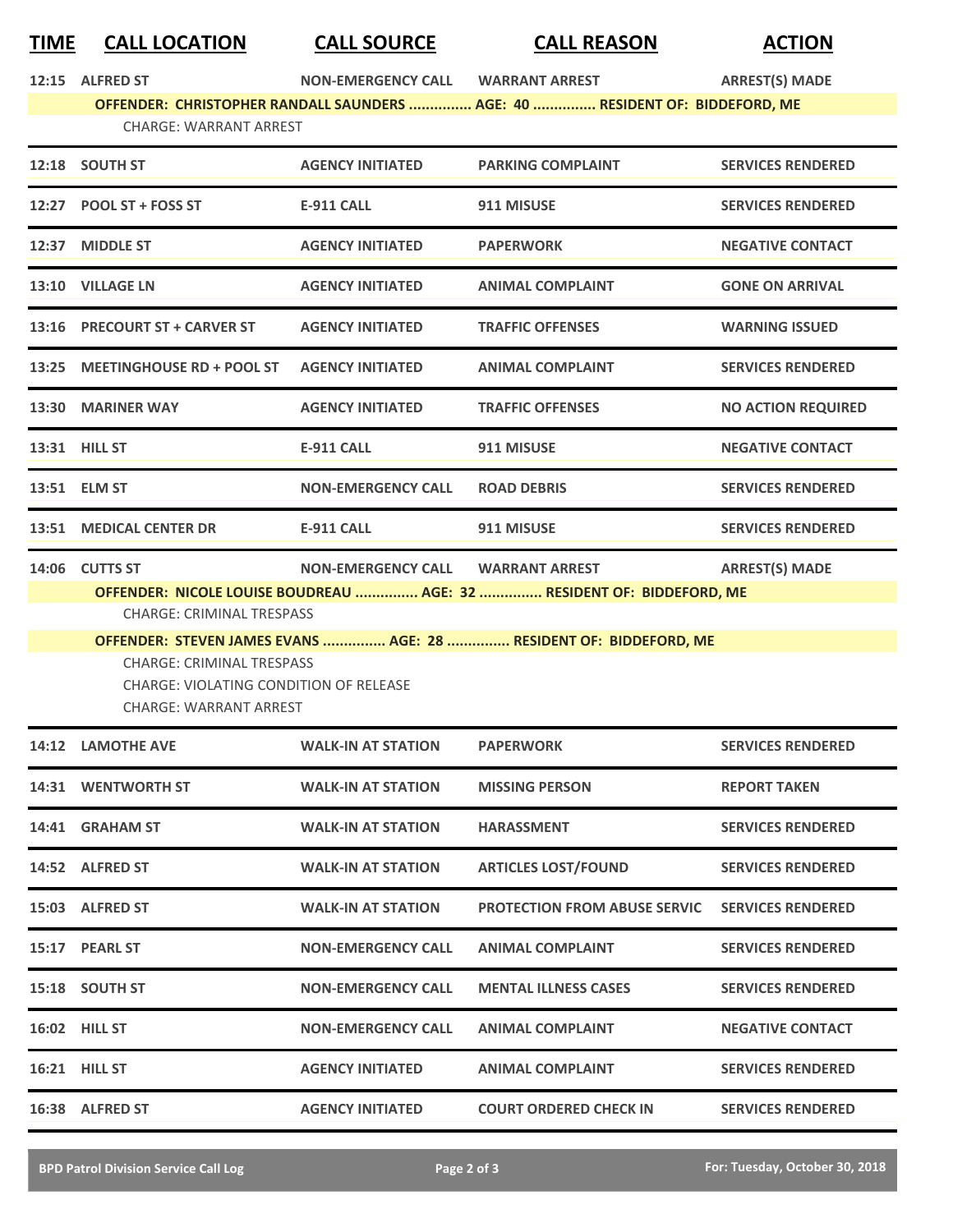| TIME | CALL LOCATION | CALL SOURCE | CALL REASON | ACTION |
|---|---|---|---|---|
| 12:15 | ALFRED ST | NON-EMERGENCY CALL | WARRANT ARREST | ARREST(S) MADE |

**OFFENDER: CHRISTOPHER RANDALL SAUNDERS ............... AGE: 40 ............... RESIDENT OF: BIDDEFORD, ME**

CHARGE: WARRANT ARREST

| TIME | CALL LOCATION | CALL SOURCE | CALL REASON | ACTION |
|---|---|---|---|---|
| 12:18 | SOUTH ST | AGENCY INITIATED | PARKING COMPLAINT | SERVICES RENDERED |
| 12:27 | POOL ST + FOSS ST | E-911 CALL | 911 MISUSE | SERVICES RENDERED |
| 12:37 | MIDDLE ST | AGENCY INITIATED | PAPERWORK | NEGATIVE CONTACT |
| 13:10 | VILLAGE LN | AGENCY INITIATED | ANIMAL COMPLAINT | GONE ON ARRIVAL |
| 13:16 | PRECOURT ST + CARVER ST | AGENCY INITIATED | TRAFFIC OFFENSES | WARNING ISSUED |
| 13:25 | MEETINGHOUSE RD + POOL ST | AGENCY INITIATED | ANIMAL COMPLAINT | SERVICES RENDERED |
| 13:30 | MARINER WAY | AGENCY INITIATED | TRAFFIC OFFENSES | NO ACTION REQUIRED |
| 13:31 | HILL ST | E-911 CALL | 911 MISUSE | NEGATIVE CONTACT |
| 13:51 | ELM ST | NON-EMERGENCY CALL | ROAD DEBRIS | SERVICES RENDERED |
| 13:51 | MEDICAL CENTER DR | E-911 CALL | 911 MISUSE | SERVICES RENDERED |
| 14:06 | CUTTS ST | NON-EMERGENCY CALL | WARRANT ARREST | ARREST(S) MADE |

**OFFENDER: NICOLE LOUISE BOUDREAU ............... AGE: 32 ............... RESIDENT OF: BIDDEFORD, ME**

CHARGE: CRIMINAL TRESPASS

**OFFENDER: STEVEN JAMES EVANS ............... AGE: 28 ............... RESIDENT OF: BIDDEFORD, ME**

CHARGE: CRIMINAL TRESPASS
CHARGE: VIOLATING CONDITION OF RELEASE
CHARGE: WARRANT ARREST

| TIME | CALL LOCATION | CALL SOURCE | CALL REASON | ACTION |
|---|---|---|---|---|
| 14:12 | LAMOTHE AVE | WALK-IN AT STATION | PAPERWORK | SERVICES RENDERED |
| 14:31 | WENTWORTH ST | WALK-IN AT STATION | MISSING PERSON | REPORT TAKEN |
| 14:41 | GRAHAM ST | WALK-IN AT STATION | HARASSMENT | SERVICES RENDERED |
| 14:52 | ALFRED ST | WALK-IN AT STATION | ARTICLES LOST/FOUND | SERVICES RENDERED |
| 15:03 | ALFRED ST | WALK-IN AT STATION | PROTECTION FROM ABUSE SERVIC | SERVICES RENDERED |
| 15:17 | PEARL ST | NON-EMERGENCY CALL | ANIMAL COMPLAINT | SERVICES RENDERED |
| 15:18 | SOUTH ST | NON-EMERGENCY CALL | MENTAL ILLNESS CASES | SERVICES RENDERED |
| 16:02 | HILL ST | NON-EMERGENCY CALL | ANIMAL COMPLAINT | NEGATIVE CONTACT |
| 16:21 | HILL ST | AGENCY INITIATED | ANIMAL COMPLAINT | SERVICES RENDERED |
| 16:38 | ALFRED ST | AGENCY INITIATED | COURT ORDERED CHECK IN | SERVICES RENDERED |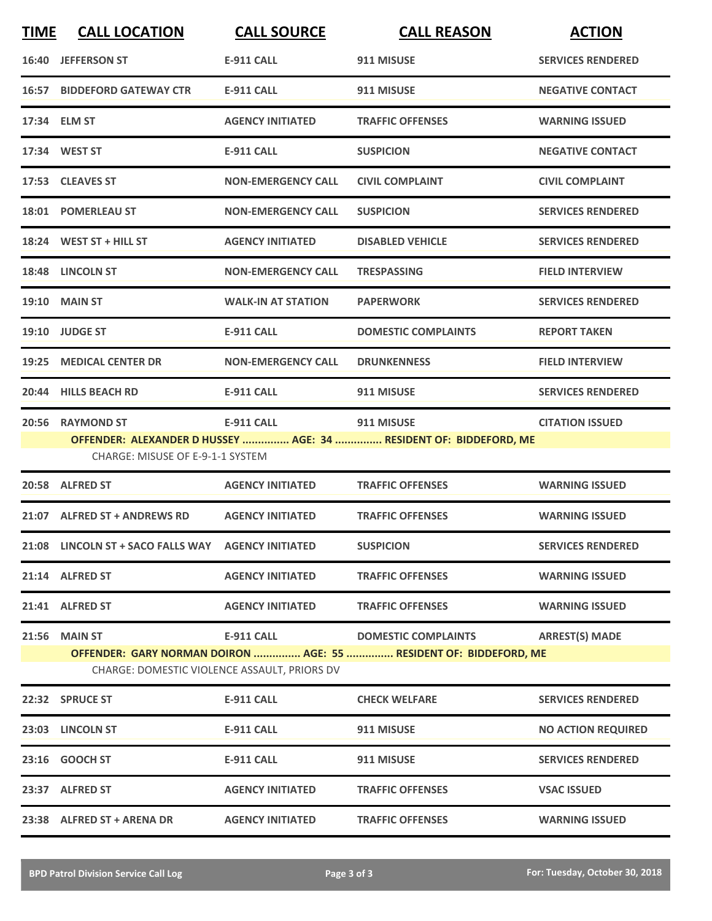| TIME | CALL LOCATION | CALL SOURCE | CALL REASON | ACTION |
|---|---|---|---|---|
| 16:40 | JEFFERSON ST | E-911 CALL | 911 MISUSE | SERVICES RENDERED |
| 16:57 | BIDDEFORD GATEWAY CTR | E-911 CALL | 911 MISUSE | NEGATIVE CONTACT |
| 17:34 | ELM ST | AGENCY INITIATED | TRAFFIC OFFENSES | WARNING ISSUED |
| 17:34 | WEST ST | E-911 CALL | SUSPICION | NEGATIVE CONTACT |
| 17:53 | CLEAVES ST | NON-EMERGENCY CALL | CIVIL COMPLAINT | CIVIL COMPLAINT |
| 18:01 | POMERLEAU ST | NON-EMERGENCY CALL | SUSPICION | SERVICES RENDERED |
| 18:24 | WEST ST + HILL ST | AGENCY INITIATED | DISABLED VEHICLE | SERVICES RENDERED |
| 18:48 | LINCOLN ST | NON-EMERGENCY CALL | TRESPASSING | FIELD INTERVIEW |
| 19:10 | MAIN ST | WALK-IN AT STATION | PAPERWORK | SERVICES RENDERED |
| 19:10 | JUDGE ST | E-911 CALL | DOMESTIC COMPLAINTS | REPORT TAKEN |
| 19:25 | MEDICAL CENTER DR | NON-EMERGENCY CALL | DRUNKENNESS | FIELD INTERVIEW |
| 20:44 | HILLS BEACH RD | E-911 CALL | 911 MISUSE | SERVICES RENDERED |
| 20:56 | RAYMOND ST | E-911 CALL | 911 MISUSE | CITATION ISSUED |
| | **OFFENDER: ALEXANDER D HUSSEY ............... AGE: 34 ............... RESIDENT OF: BIDDEFORD, ME** | | | |
| | CHARGE: MISUSE OF E-9-1-1 SYSTEM | | | |
| 20:58 | ALFRED ST | AGENCY INITIATED | TRAFFIC OFFENSES | WARNING ISSUED |
| 21:07 | ALFRED ST + ANDREWS RD | AGENCY INITIATED | TRAFFIC OFFENSES | WARNING ISSUED |
| 21:08 | LINCOLN ST + SACO FALLS WAY | AGENCY INITIATED | SUSPICION | SERVICES RENDERED |
| 21:14 | ALFRED ST | AGENCY INITIATED | TRAFFIC OFFENSES | WARNING ISSUED |
| 21:41 | ALFRED ST | AGENCY INITIATED | TRAFFIC OFFENSES | WARNING ISSUED |
| 21:56 | MAIN ST | E-911 CALL | DOMESTIC COMPLAINTS | ARREST(S) MADE |
| | **OFFENDER: GARY NORMAN DOIRON ............... AGE: 55 ............... RESIDENT OF: BIDDEFORD, ME** | | | |
| | CHARGE: DOMESTIC VIOLENCE ASSAULT, PRIORS DV | | | |
| 22:32 | SPRUCE ST | E-911 CALL | CHECK WELFARE | SERVICES RENDERED |
| 23:03 | LINCOLN ST | E-911 CALL | 911 MISUSE | NO ACTION REQUIRED |
| 23:16 | GOOCH ST | E-911 CALL | 911 MISUSE | SERVICES RENDERED |
| 23:37 | ALFRED ST | AGENCY INITIATED | TRAFFIC OFFENSES | VSAC ISSUED |
| 23:38 | ALFRED ST + ARENA DR | AGENCY INITIATED | TRAFFIC OFFENSES | WARNING ISSUED |

BPD Patrol Division Service Call Log — For: Tuesday, October 30, 2018